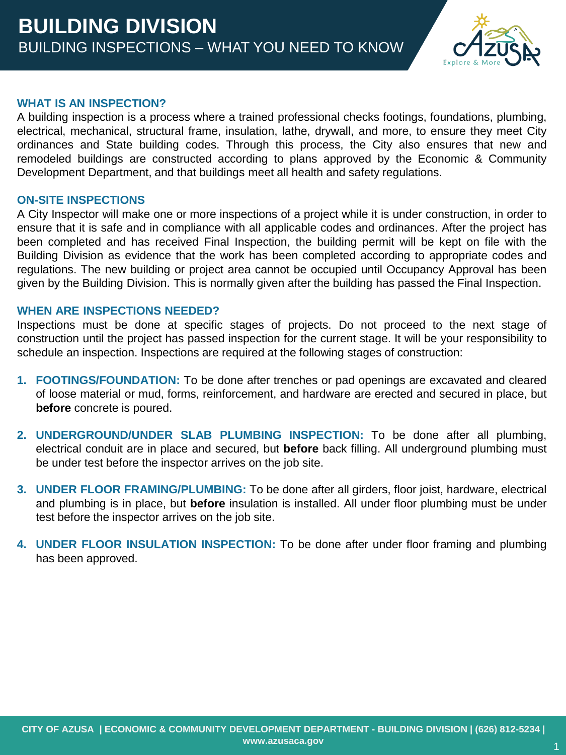# BUILDING DIVISION

## BUILDING INSPECTIONS – WHAT YOU NEED TO KNOW

### WHAT IS AN INSPECTION?

A building inspection is a process where a trained professional checks footings, foundations, plumbing, electrical, mechanical, structural frame, insulation, lathe, drywall, and more, to ensure they meet City ordinances and State building codes. Through this process, the City also ensures that new and remodeled buildings are constructed according to plans approved by the Economic & Community Development Department, and that buildings meet all health and safety regulations.

### ON-SITE INSPECTIONS

A City Inspector will make one or more inspections of a project while it is under construction, in order to ensure that it is safe and in compliance with all applicable codes and ordinances. After the project has been completed and has received Final Inspection, the building permit will be kept on file with the Building Division as evidence that the work has been completed according to appropriate codes and regulations. The new building or project area cannot be occupied until Occupancy Approval has been given by the Building Division. This is normally given after the building has passed the Final Inspection.

### WHEN ARE INSPECTIONS NEEDED?

Inspections must be done at specific stages of projects. Do not proceed to the next stage of construction until the project has passed inspection for the current stage. It will be your responsibility to schedule an inspection. Inspections are required at the following stages of construction:

1. **FOOTINGS/FOUNDATION:** To be done after trenches or pad openings are excavated and cleared of loose material or mud, forms, reinforcement, and hardware are erected and secured in place, but **before** concrete is poured.

2. **UNDERGROUND/UNDER SLAB PLUMBING INSPECTION:** To be done after all plumbing, electrical conduit are in place and secured, but **before** back filling. All underground plumbing must be under test before the inspector arrives on the job site.

3. **UNDER FLOOR FRAMING/PLUMBING:** To be done after all girders, floor joist, hardware, electrical and plumbing is in place, but **before** insulation is installed. All under floor plumbing must be under test before the inspector arrives on the job site.

4. **UNDER FLOOR INSULATION INSPECTION:** To be done after under floor framing and plumbing has been approved.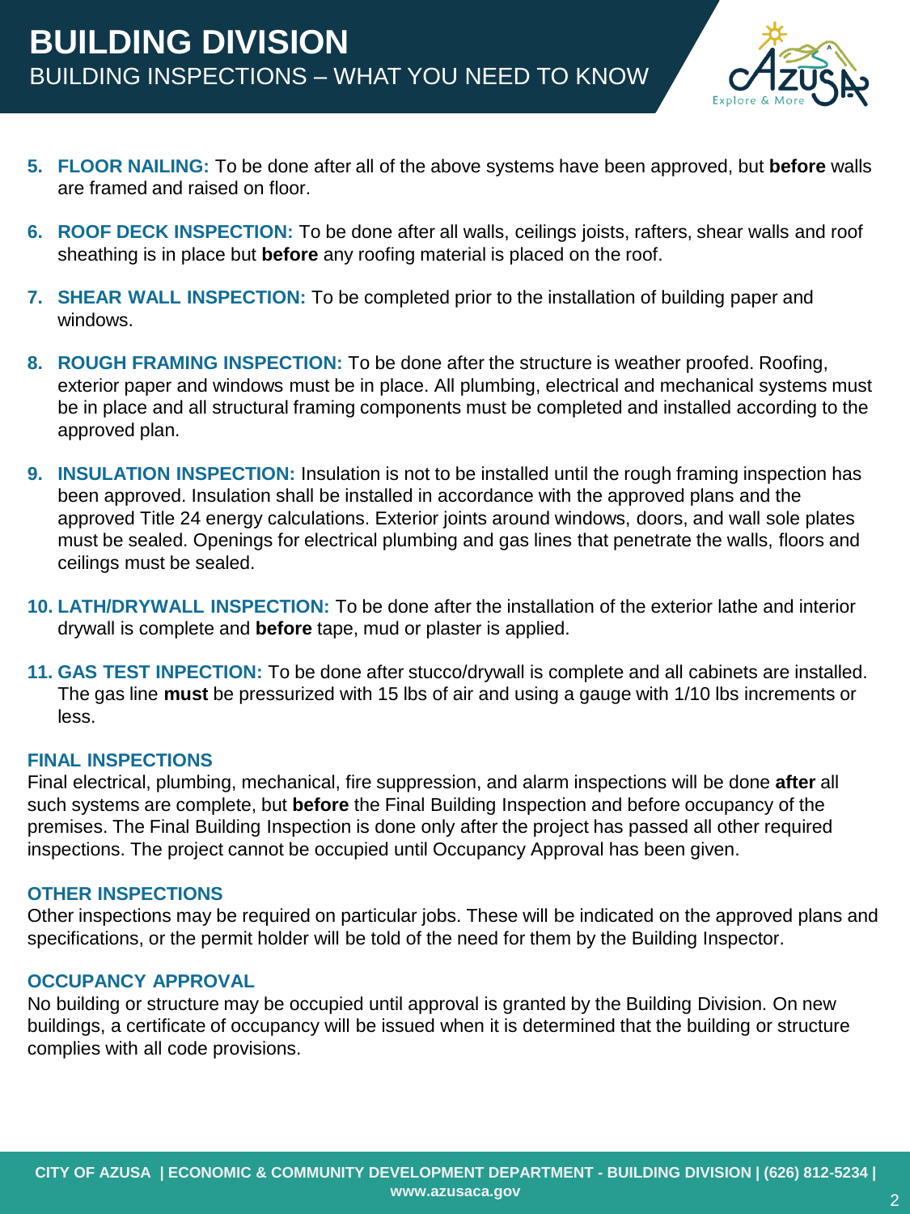5. **FLOOR NAILING:** To be done after all of the above systems have been approved, but **before** walls are framed and raised on floor.

6. **ROOF DECK INSPECTION:** To be done after all walls, ceilings joists, rafters, shear walls and roof sheathing is in place but **before** any roofing material is placed on the roof.

7. **SHEAR WALL INSPECTION:** To be completed prior to the installation of building paper and windows.

8. **ROUGH FRAMING INSPECTION:** To be done after the structure is weather proofed. Roofing, exterior paper and windows must be in place. All plumbing, electrical and mechanical systems must be in place and all structural framing components must be completed and installed according to the approved plan.

9. **INSULATION INSPECTION:** Insulation is not to be installed until the rough framing inspection has been approved. Insulation shall be installed in accordance with the approved plans and the approved Title 24 energy calculations. Exterior joints around windows, doors, and wall sole plates must be sealed. Openings for electrical plumbing and gas lines that penetrate the walls, floors and ceilings must be sealed.

10. **LATH/DRYWALL INSPECTION:** To be done after the installation of the exterior lathe and interior drywall is complete and **before** tape, mud or plaster is applied.

11. **GAS TEST INPECTION:** To be done after stucco/drywall is complete and all cabinets are installed. The gas line **must** be pressurized with 15 lbs of air and using a gauge with 1/10 lbs increments or less.

### FINAL INSPECTIONS

Final electrical, plumbing, mechanical, fire suppression, and alarm inspections will be done **after** all such systems are complete, but **before** the Final Building Inspection and before occupancy of the premises. The Final Building Inspection is done only after the project has passed all other required inspections. The project cannot be occupied until Occupancy Approval has been given.

### OTHER INSPECTIONS

Other inspections may be required on particular jobs. These will be indicated on the approved plans and specifications, or the permit holder will be told of the need for them by the Building Inspector.

### OCCUPANCY APPROVAL

No building or structure may be occupied until approval is granted by the Building Division. On new buildings, a certificate of occupancy will be issued when it is determined that the building or structure complies with all code provisions.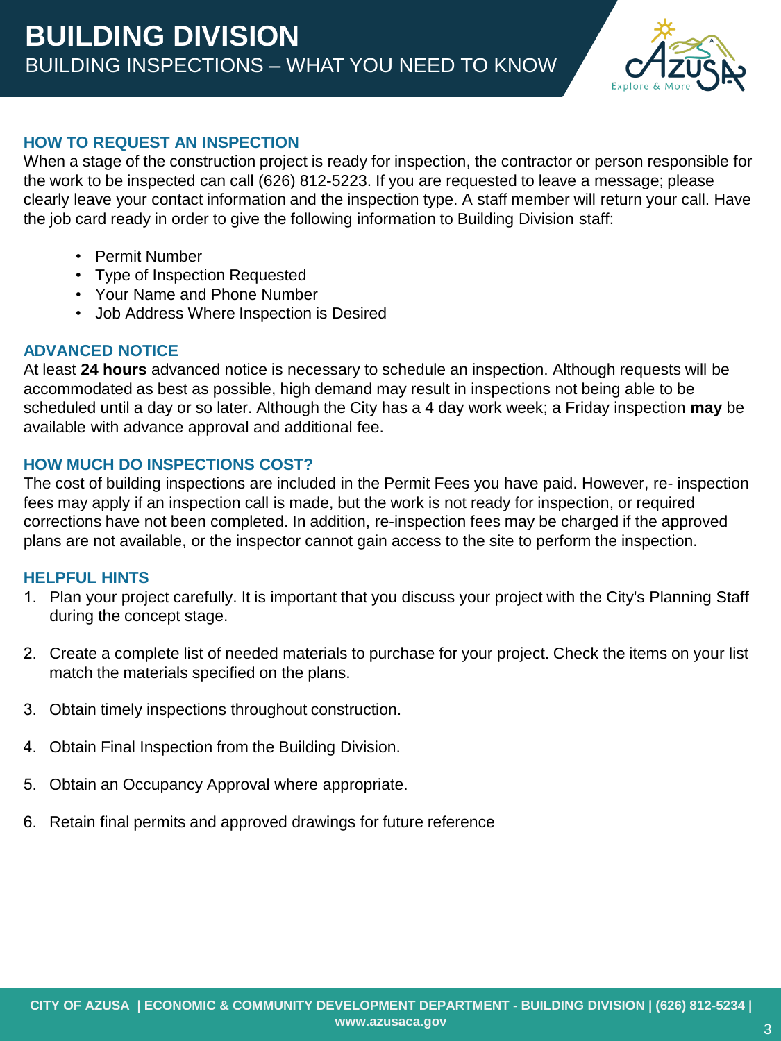# BUILDING DIVISION

## BUILDING INSPECTIONS – WHAT YOU NEED TO KNOW

### HOW TO REQUEST AN INSPECTION

When a stage of the construction project is ready for inspection, the contractor or person responsible for the work to be inspected can call (626) 812-5223. If you are requested to leave a message; please clearly leave your contact information and the inspection type. A staff member will return your call. Have the job card ready in order to give the following information to Building Division staff:

- Permit Number
- Type of Inspection Requested
- Your Name and Phone Number
- Job Address Where Inspection is Desired

### ADVANCED NOTICE

At least **24 hours** advanced notice is necessary to schedule an inspection. Although requests will be accommodated as best as possible, high demand may result in inspections not being able to be scheduled until a day or so later. Although the City has a 4 day work week; a Friday inspection **may** be available with advance approval and additional fee.

### HOW MUCH DO INSPECTIONS COST?

The cost of building inspections are included in the Permit Fees you have paid. However, re- inspection fees may apply if an inspection call is made, but the work is not ready for inspection, or required corrections have not been completed. In addition, re-inspection fees may be charged if the approved plans are not available, or the inspector cannot gain access to the site to perform the inspection.

### HELPFUL HINTS

1. Plan your project carefully. It is important that you discuss your project with the City's Planning Staff during the concept stage.
2. Create a complete list of needed materials to purchase for your project. Check the items on your list match the materials specified on the plans.
3. Obtain timely inspections throughout construction.
4. Obtain Final Inspection from the Building Division.
5. Obtain an Occupancy Approval where appropriate.
6. Retain final permits and approved drawings for future reference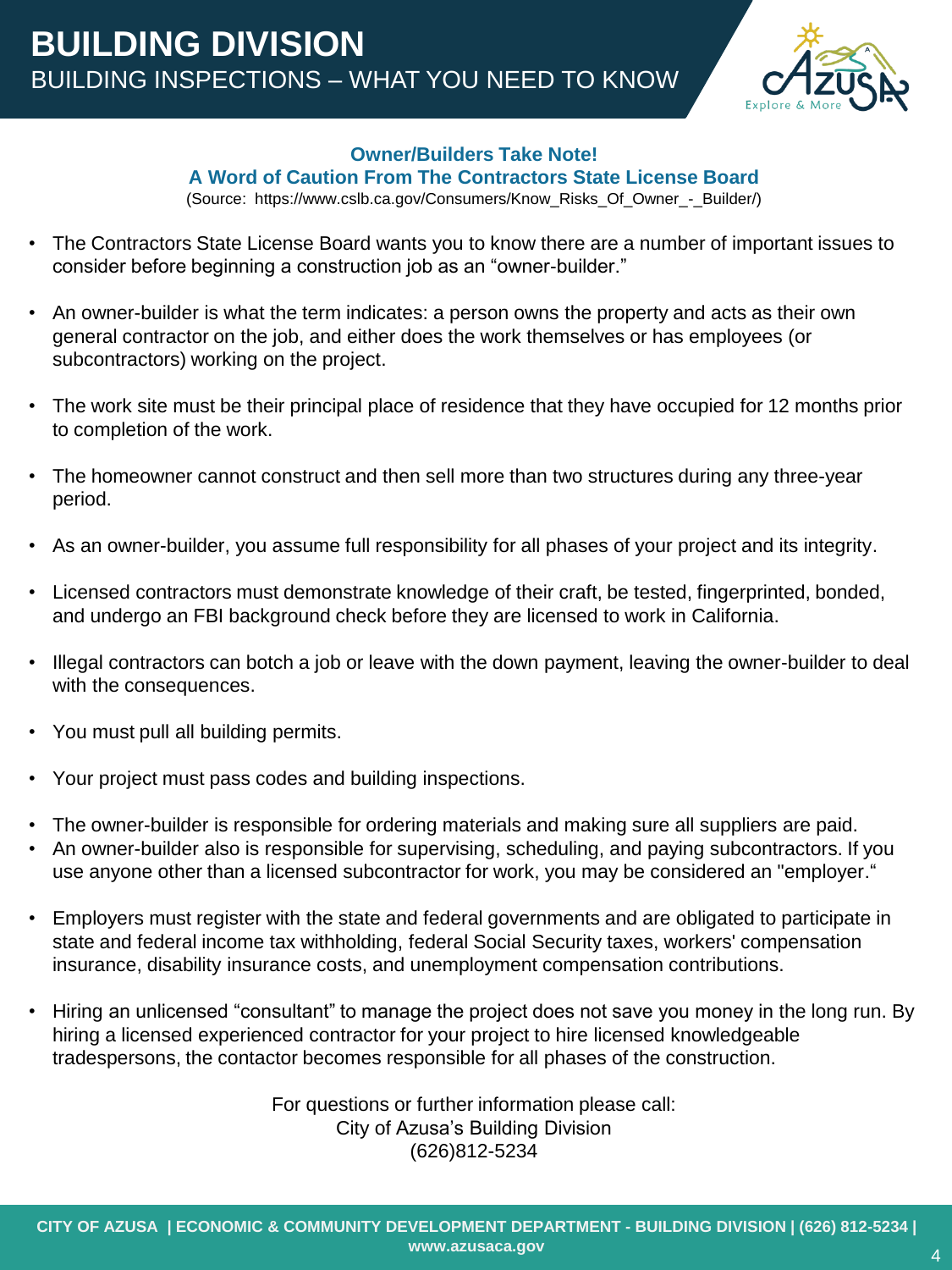# BUILDING DIVISION

## BUILDING INSPECTIONS – WHAT YOU NEED TO KNOW

### Owner/Builders Take Note!

### A Word of Caution From The Contractors State License Board

(Source: https://www.cslb.ca.gov/Consumers/Know_Risks_Of_Owner_-_Builder/)

- The Contractors State License Board wants you to know there are a number of important issues to consider before beginning a construction job as an "owner-builder."
- An owner-builder is what the term indicates: a person owns the property and acts as their own general contractor on the job, and either does the work themselves or has employees (or subcontractors) working on the project.
- The work site must be their principal place of residence that they have occupied for 12 months prior to completion of the work.
- The homeowner cannot construct and then sell more than two structures during any three-year period.
- As an owner-builder, you assume full responsibility for all phases of your project and its integrity.
- Licensed contractors must demonstrate knowledge of their craft, be tested, fingerprinted, bonded, and undergo an FBI background check before they are licensed to work in California.
- Illegal contractors can botch a job or leave with the down payment, leaving the owner-builder to deal with the consequences.
- You must pull all building permits.
- Your project must pass codes and building inspections.
- The owner-builder is responsible for ordering materials and making sure all suppliers are paid.
- An owner-builder also is responsible for supervising, scheduling, and paying subcontractors. If you use anyone other than a licensed subcontractor for work, you may be considered an "employer."
- Employers must register with the state and federal governments and are obligated to participate in state and federal income tax withholding, federal Social Security taxes, workers' compensation insurance, disability insurance costs, and unemployment compensation contributions.
- Hiring an unlicensed "consultant" to manage the project does not save you money in the long run. By hiring a licensed experienced contractor for your project to hire licensed knowledgeable tradespersons, the contactor becomes responsible for all phases of the construction.

For questions or further information please call:
City of Azusa's Building Division
(626)812-5234